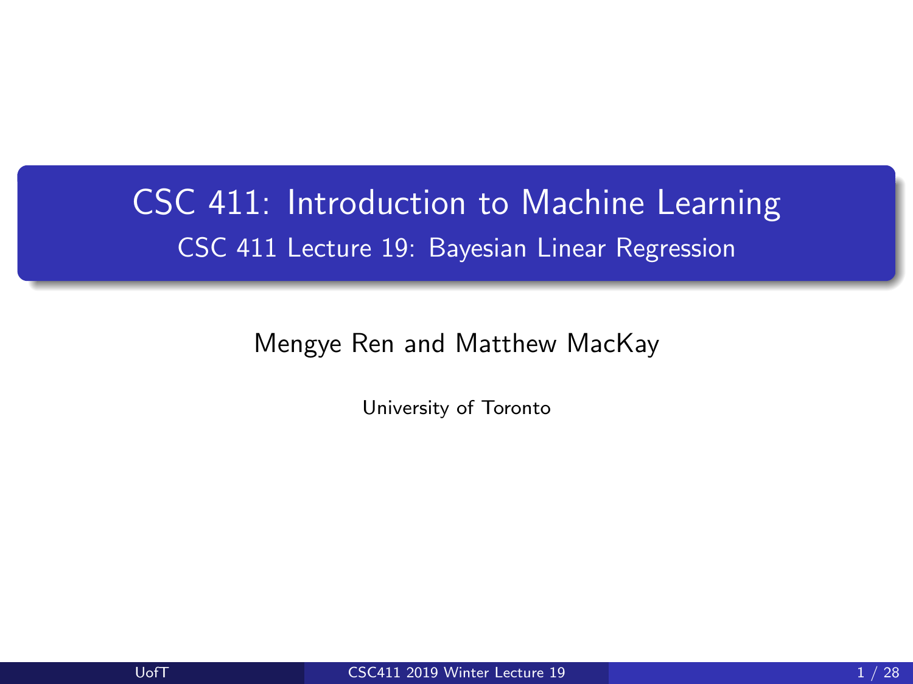# CSC 411: Introduction to Machine Learning

## CSC 411 Lecture 19: Bayesian Linear Regression

Mengye Ren and Matthew MacKay

University of Toronto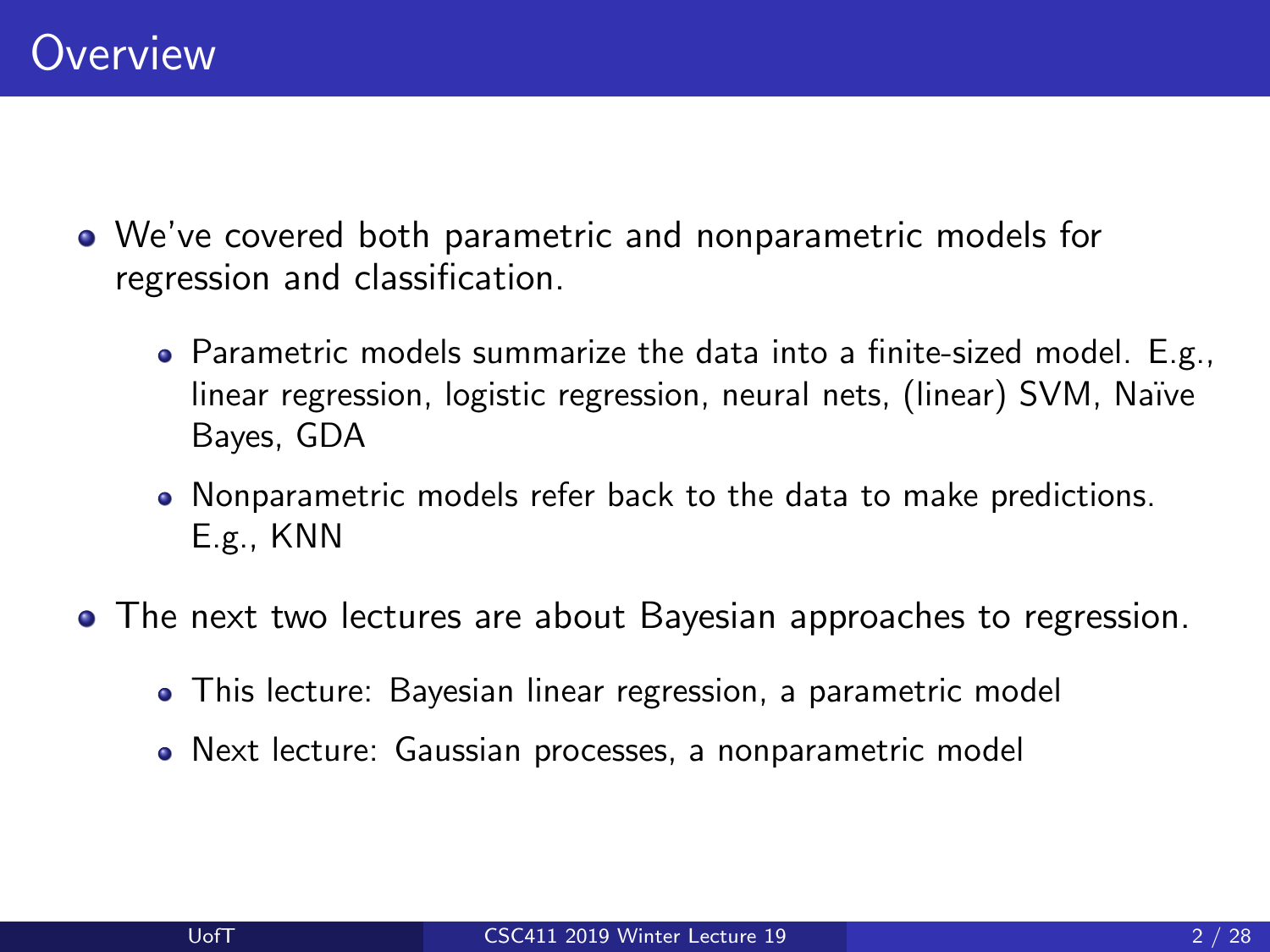# Overview

- We've covered both parametric and nonparametric models for regression and classification.
  - Parametric models summarize the data into a finite-sized model. E.g., linear regression, logistic regression, neural nets, (linear) SVM, Naïve Bayes, GDA
  - Nonparametric models refer back to the data to make predictions. E.g., KNN
- The next two lectures are about Bayesian approaches to regression.
  - This lecture: Bayesian linear regression, a parametric model
  - Next lecture: Gaussian processes, a nonparametric model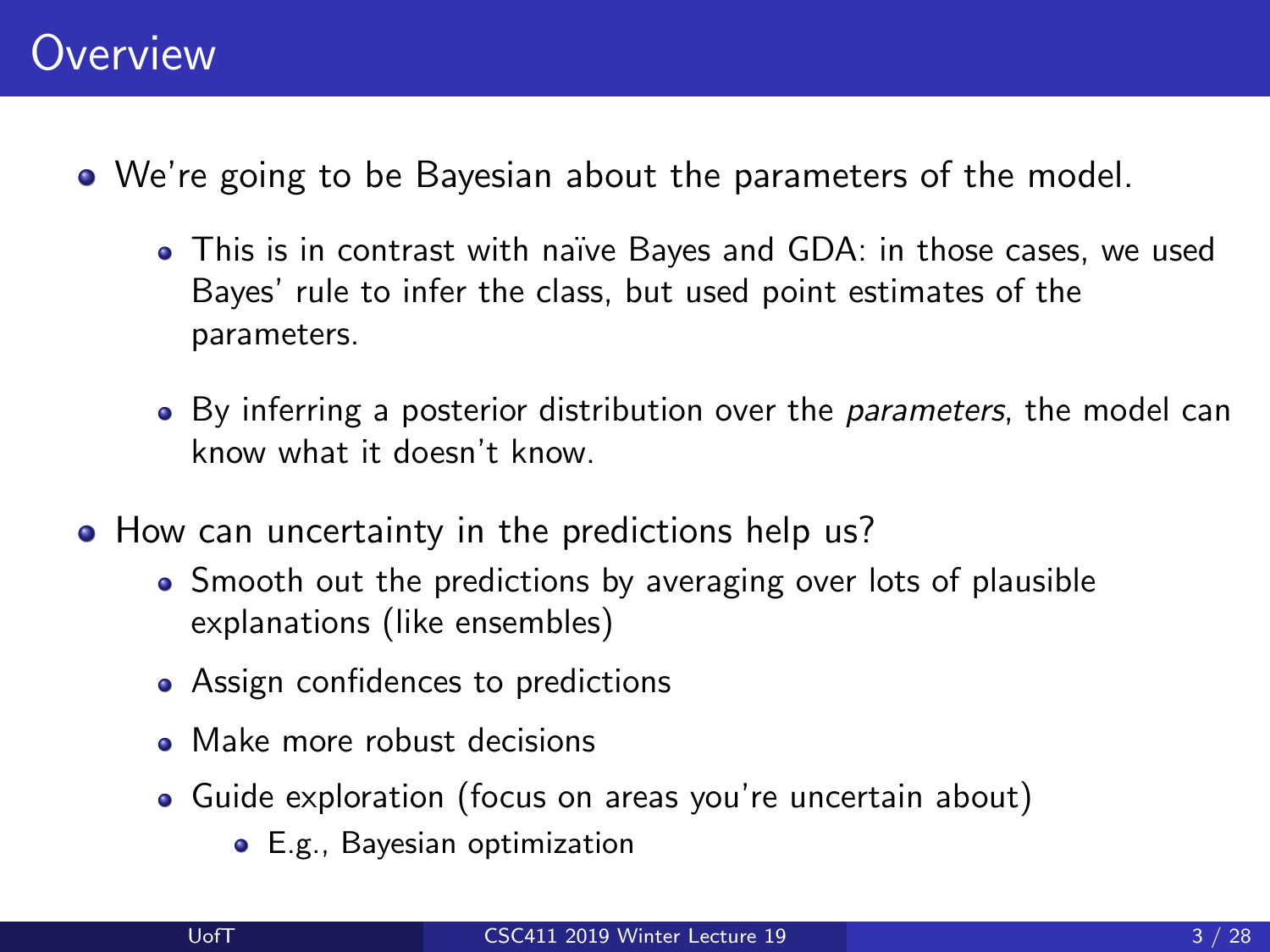# Overview

- We're going to be Bayesian about the parameters of the model.
  - This is in contrast with naïve Bayes and GDA: in those cases, we used Bayes' rule to infer the class, but used point estimates of the parameters.
  - By inferring a posterior distribution over the *parameters*, the model can know what it doesn't know.
- How can uncertainty in the predictions help us?
  - Smooth out the predictions by averaging over lots of plausible explanations (like ensembles)
  - Assign confidences to predictions
  - Make more robust decisions
  - Guide exploration (focus on areas you're uncertain about)
    - E.g., Bayesian optimization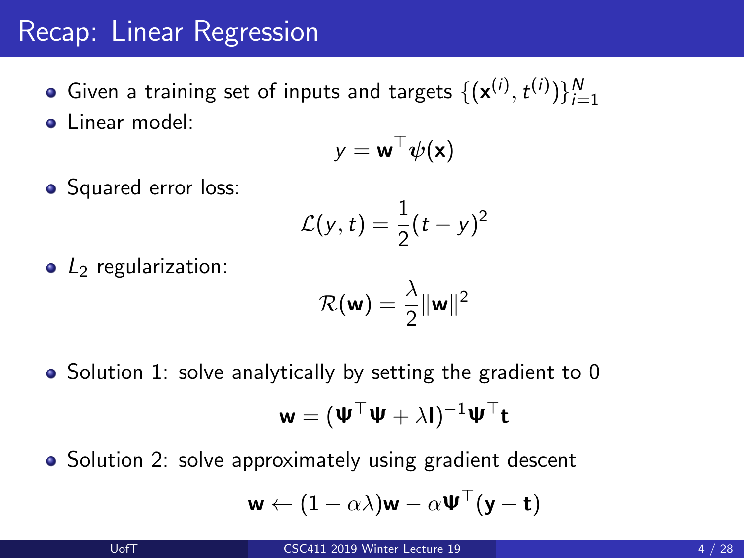# Recap: Linear Regression

- Given a training set of inputs and targets $\{(\mathbf{x}^{(i)}, t^{(i)})\}_{i=1}^{N}$
- Linear model:

$$y = \mathbf{w}^\top \psi(\mathbf{x})$$

- Squared error loss:

$$\mathcal{L}(y, t) = \frac{1}{2}(t - y)^2$$

- $L_2$ regularization:

$$\mathcal{R}(\mathbf{w}) = \frac{\lambda}{2}\|\mathbf{w}\|^2$$

- Solution 1: solve analytically by setting the gradient to 0

$$\mathbf{w} = (\boldsymbol{\Psi}^\top \boldsymbol{\Psi} + \lambda \mathbf{I})^{-1} \boldsymbol{\Psi}^\top \mathbf{t}$$

- Solution 2: solve approximately using gradient descent

$$\mathbf{w} \leftarrow (1 - \alpha\lambda)\mathbf{w} - \alpha \boldsymbol{\Psi}^\top (\mathbf{y} - \mathbf{t})$$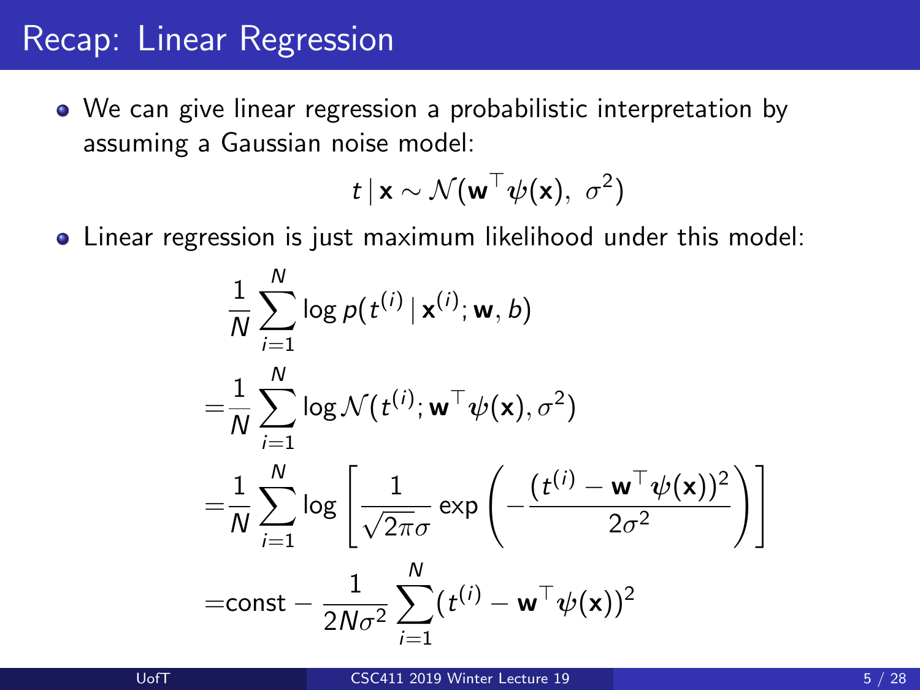# Recap: Linear Regression

- We can give linear regression a probabilistic interpretation by assuming a Gaussian noise model:

$$t \mid \mathbf{x} \sim \mathcal{N}(\mathbf{w}^\top \boldsymbol{\psi}(\mathbf{x}),\ \sigma^2)$$

- Linear regression is just maximum likelihood under this model:

$$
\begin{aligned}
&\frac{1}{N}\sum_{i=1}^{N} \log p(t^{(i)} \mid \mathbf{x}^{(i)}; \mathbf{w}, b) \\
=&\frac{1}{N}\sum_{i=1}^{N} \log \mathcal{N}(t^{(i)}; \mathbf{w}^\top \boldsymbol{\psi}(\mathbf{x}), \sigma^2) \\
=&\frac{1}{N}\sum_{i=1}^{N} \log \left[ \frac{1}{\sqrt{2\pi}\sigma} \exp\left( -\frac{(t^{(i)} - \mathbf{w}^\top \boldsymbol{\psi}(\mathbf{x}))^2}{2\sigma^2} \right) \right] \\
=&\text{const} - \frac{1}{2N\sigma^2} \sum_{i=1}^{N} (t^{(i)} - \mathbf{w}^\top \boldsymbol{\psi}(\mathbf{x}))^2
\end{aligned}
$$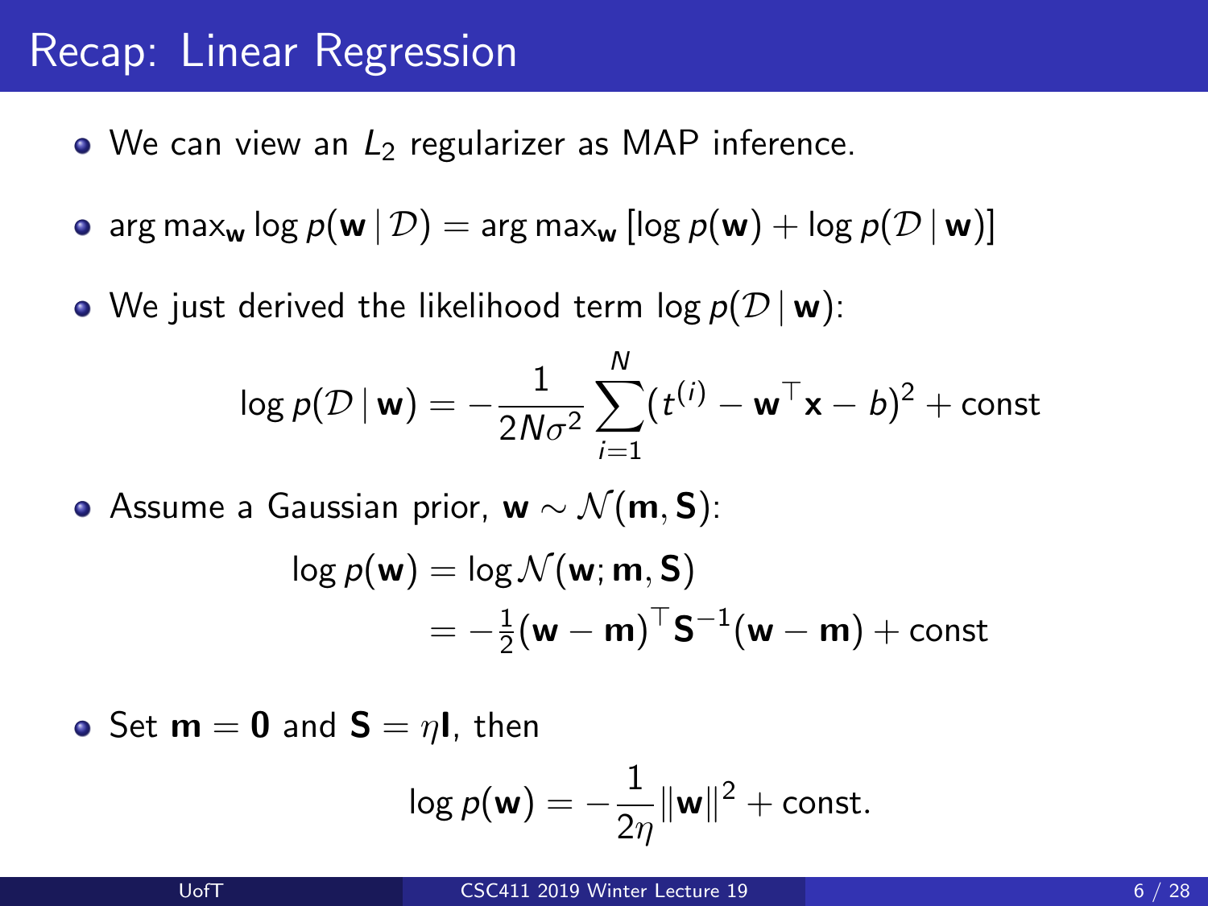# Recap: Linear Regression

- We can view an $L_2$ regularizer as MAP inference.
- $\arg\max_{\mathbf{w}} \log p(\mathbf{w} \mid \mathcal{D}) = \arg\max_{\mathbf{w}} \left[\log p(\mathbf{w}) + \log p(\mathcal{D} \mid \mathbf{w})\right]$
- We just derived the likelihood term $\log p(\mathcal{D} \mid \mathbf{w})$:

$$\log p(\mathcal{D} \mid \mathbf{w}) = -\frac{1}{2N\sigma^2} \sum_{i=1}^{N} (t^{(i)} - \mathbf{w}^\top \mathbf{x} - b)^2 + \text{const}$$

- Assume a Gaussian prior, $\mathbf{w} \sim \mathcal{N}(\mathbf{m}, \mathbf{S})$:

$$\begin{aligned} \log p(\mathbf{w}) &= \log \mathcal{N}(\mathbf{w}; \mathbf{m}, \mathbf{S}) \\ &= -\tfrac{1}{2}(\mathbf{w} - \mathbf{m})^\top \mathbf{S}^{-1}(\mathbf{w} - \mathbf{m}) + \text{const} \end{aligned}$$

- Set $\mathbf{m} = \mathbf{0}$ and $\mathbf{S} = \eta \mathbf{I}$, then

$$\log p(\mathbf{w}) = -\frac{1}{2\eta} \|\mathbf{w}\|^2 + \text{const.}$$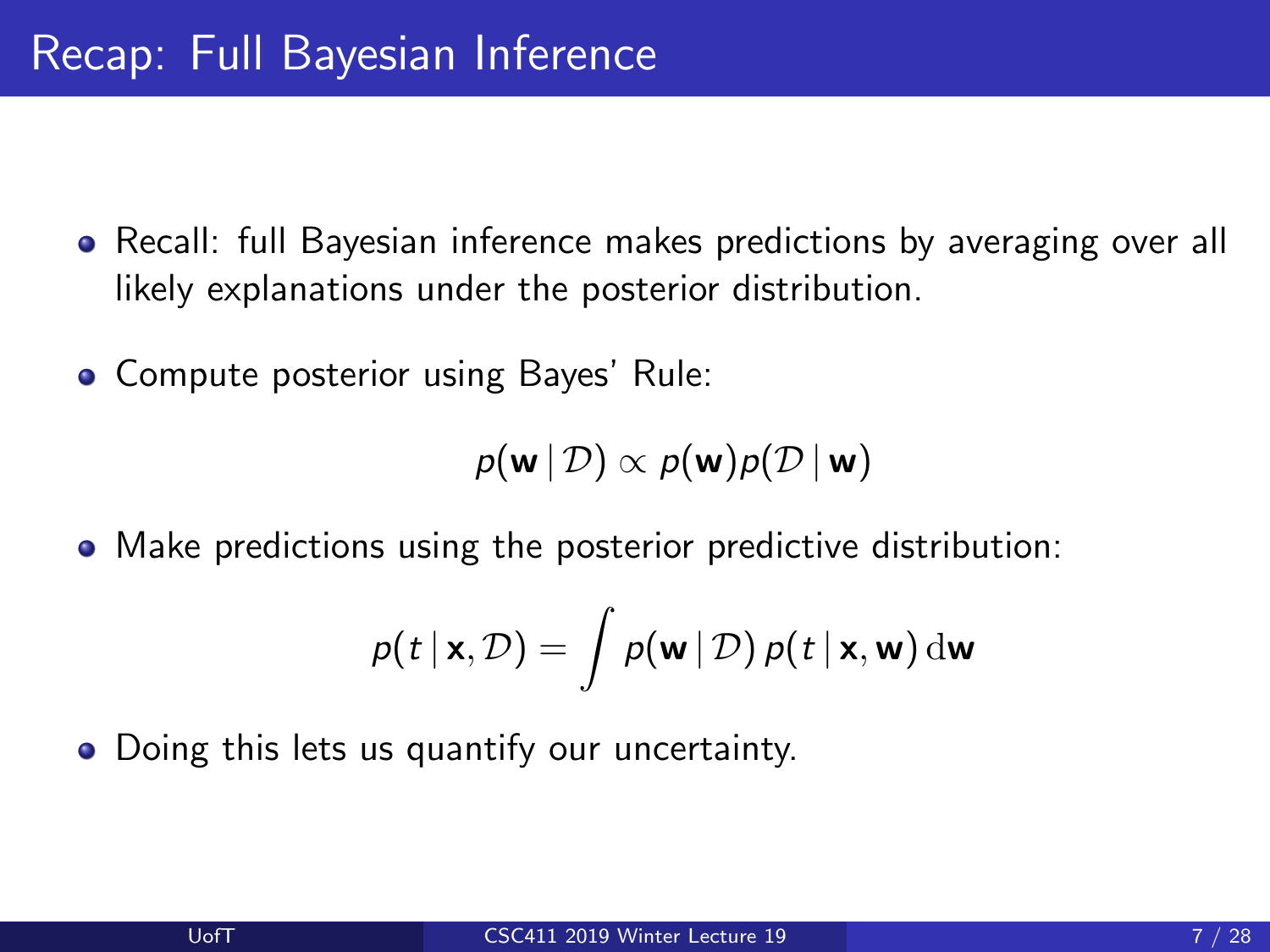# Recap: Full Bayesian Inference

- Recall: full Bayesian inference makes predictions by averaging over all likely explanations under the posterior distribution.
- Compute posterior using Bayes' Rule:

$$p(\mathbf{w} \mid \mathcal{D}) \propto p(\mathbf{w}) p(\mathcal{D} \mid \mathbf{w})$$

- Make predictions using the posterior predictive distribution:

$$p(t \mid \mathbf{x}, \mathcal{D}) = \int p(\mathbf{w} \mid \mathcal{D}) \, p(t \mid \mathbf{x}, \mathbf{w}) \, \mathrm{d}\mathbf{w}$$

- Doing this lets us quantify our uncertainty.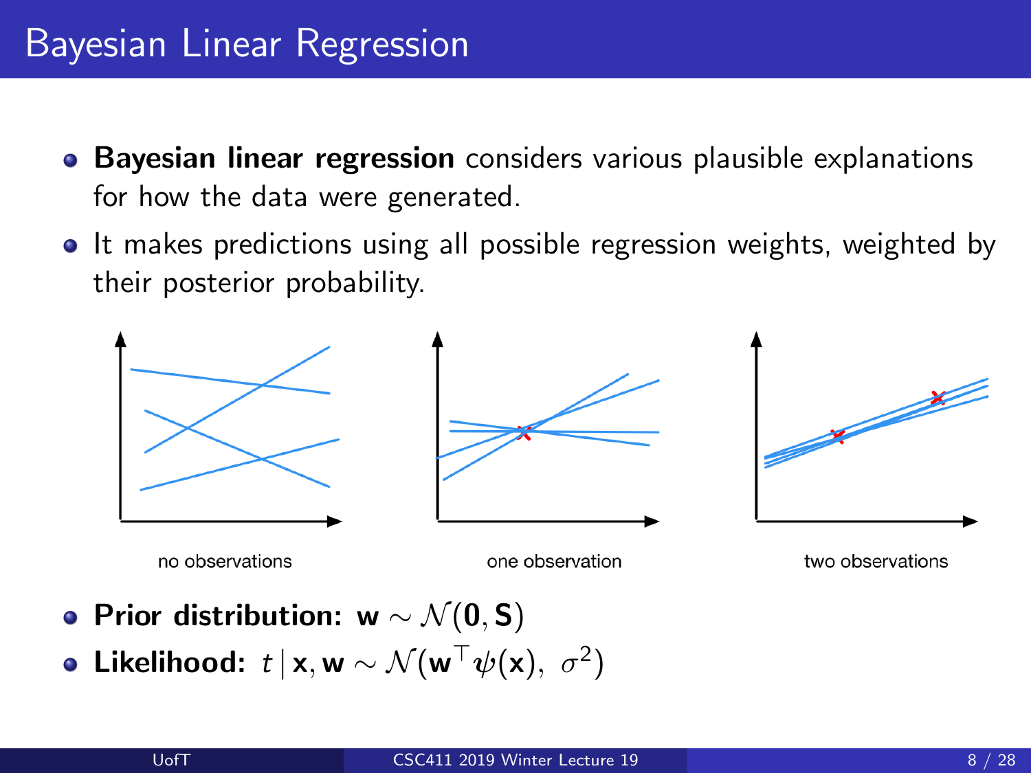# Bayesian Linear Regression

- **Bayesian linear regression** considers various plausible explanations for how the data were generated.
- It makes predictions using all possible regression weights, weighted by their posterior probability.

no observations

one observation

two observations

- **Prior distribution:** $\mathbf{w} \sim \mathcal{N}(\mathbf{0}, \mathbf{S})$
- **Likelihood:** $t \mid \mathbf{x}, \mathbf{w} \sim \mathcal{N}(\mathbf{w}^\top \boldsymbol{\psi}(\mathbf{x}),\ \sigma^2)$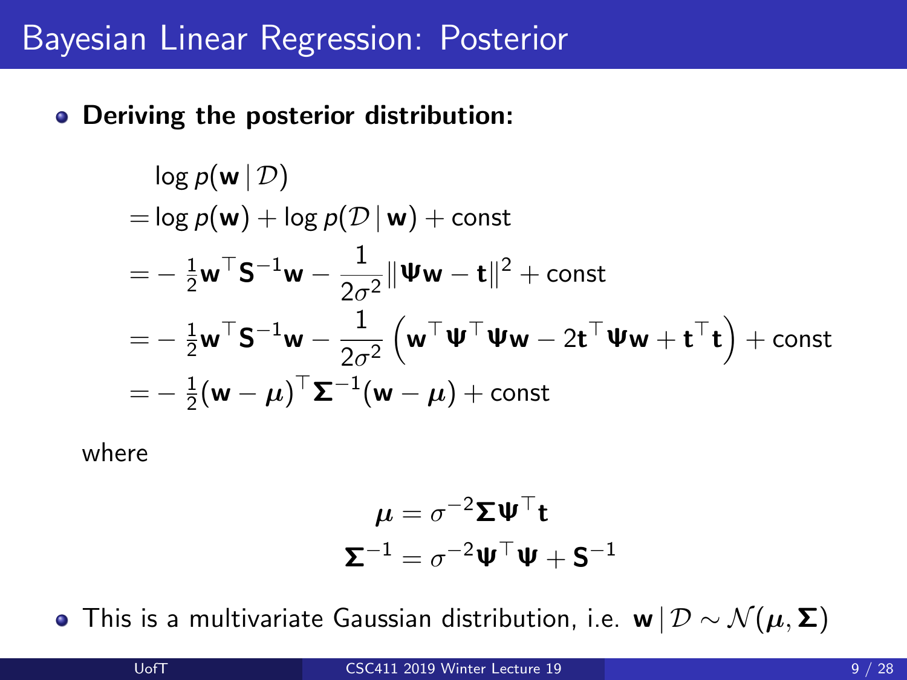# Bayesian Linear Regression: Posterior

- **Deriving the posterior distribution:**

$$
\begin{aligned}
&\log p(\mathbf{w} \mid \mathcal{D}) \\
&= \log p(\mathbf{w}) + \log p(\mathcal{D} \mid \mathbf{w}) + \text{const} \\
&= -\tfrac{1}{2}\mathbf{w}^\top \mathbf{S}^{-1}\mathbf{w} - \frac{1}{2\sigma^2}\|\mathbf{\Psi}\mathbf{w} - \mathbf{t}\|^2 + \text{const} \\
&= -\tfrac{1}{2}\mathbf{w}^\top \mathbf{S}^{-1}\mathbf{w} - \frac{1}{2\sigma^2}\left(\mathbf{w}^\top \mathbf{\Psi}^\top \mathbf{\Psi}\mathbf{w} - 2\mathbf{t}^\top \mathbf{\Psi}\mathbf{w} + \mathbf{t}^\top \mathbf{t}\right) + \text{const} \\
&= -\tfrac{1}{2}(\mathbf{w} - \boldsymbol{\mu})^\top \mathbf{\Sigma}^{-1}(\mathbf{w} - \boldsymbol{\mu}) + \text{const}
\end{aligned}
$$

where

$$
\begin{aligned}
\boldsymbol{\mu} &= \sigma^{-2}\mathbf{\Sigma}\mathbf{\Psi}^\top \mathbf{t} \\
\mathbf{\Sigma}^{-1} &= \sigma^{-2}\mathbf{\Psi}^\top \mathbf{\Psi} + \mathbf{S}^{-1}
\end{aligned}
$$

- This is a multivariate Gaussian distribution, i.e. $\mathbf{w} \mid \mathcal{D} \sim \mathcal{N}(\boldsymbol{\mu}, \mathbf{\Sigma})$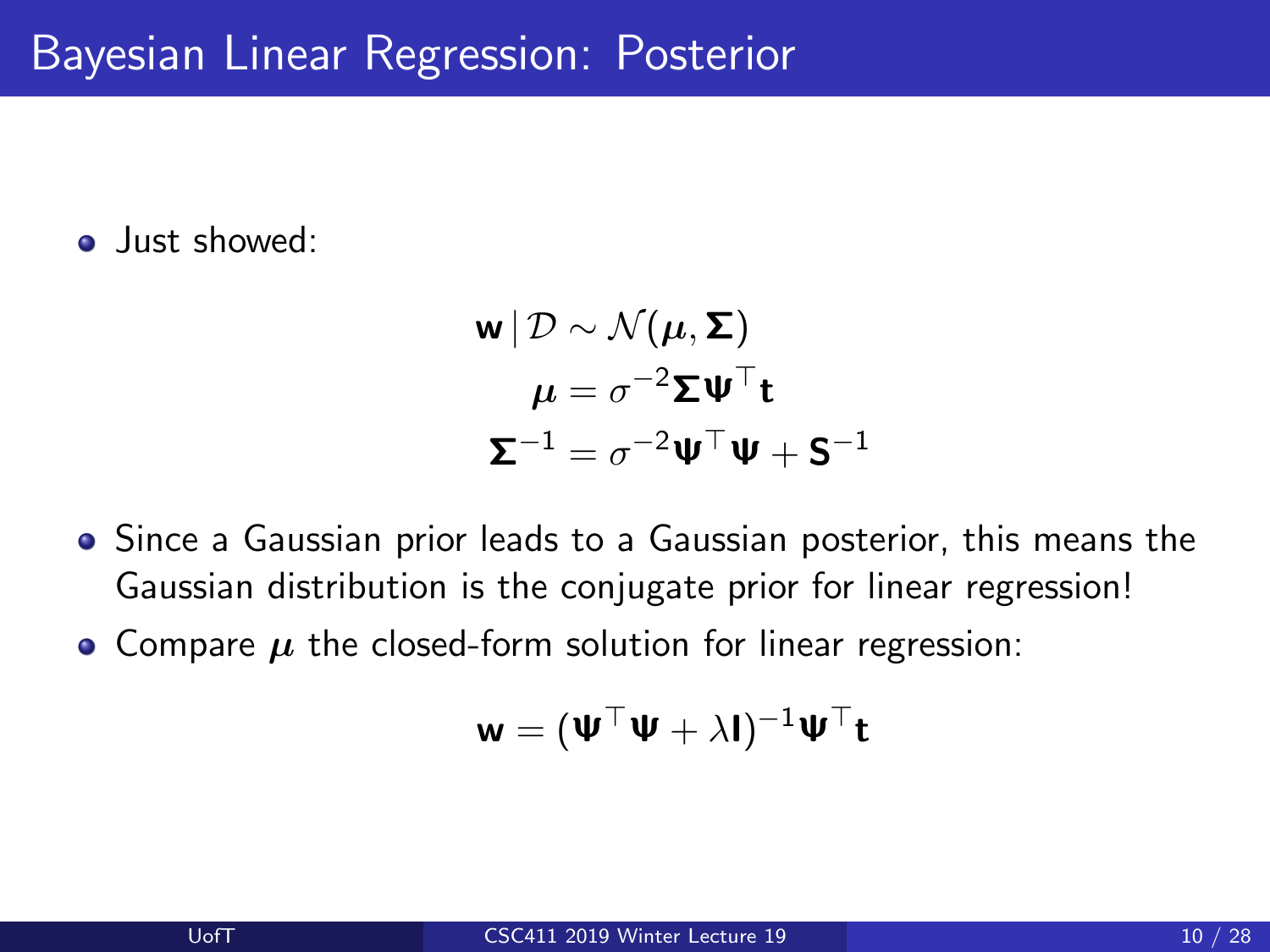# Bayesian Linear Regression: Posterior

- Just showed:

$$\mathbf{w} \,|\, \mathcal{D} \sim \mathcal{N}(\boldsymbol{\mu}, \boldsymbol{\Sigma})$$
$$\boldsymbol{\mu} = \sigma^{-2} \boldsymbol{\Sigma} \boldsymbol{\Psi}^\top \mathbf{t}$$
$$\boldsymbol{\Sigma}^{-1} = \sigma^{-2} \boldsymbol{\Psi}^\top \boldsymbol{\Psi} + \mathbf{S}^{-1}$$

- Since a Gaussian prior leads to a Gaussian posterior, this means the Gaussian distribution is the conjugate prior for linear regression!
- Compare $\boldsymbol{\mu}$ the closed-form solution for linear regression:

$$\mathbf{w} = (\boldsymbol{\Psi}^\top \boldsymbol{\Psi} + \lambda \mathbf{I})^{-1} \boldsymbol{\Psi}^\top \mathbf{t}$$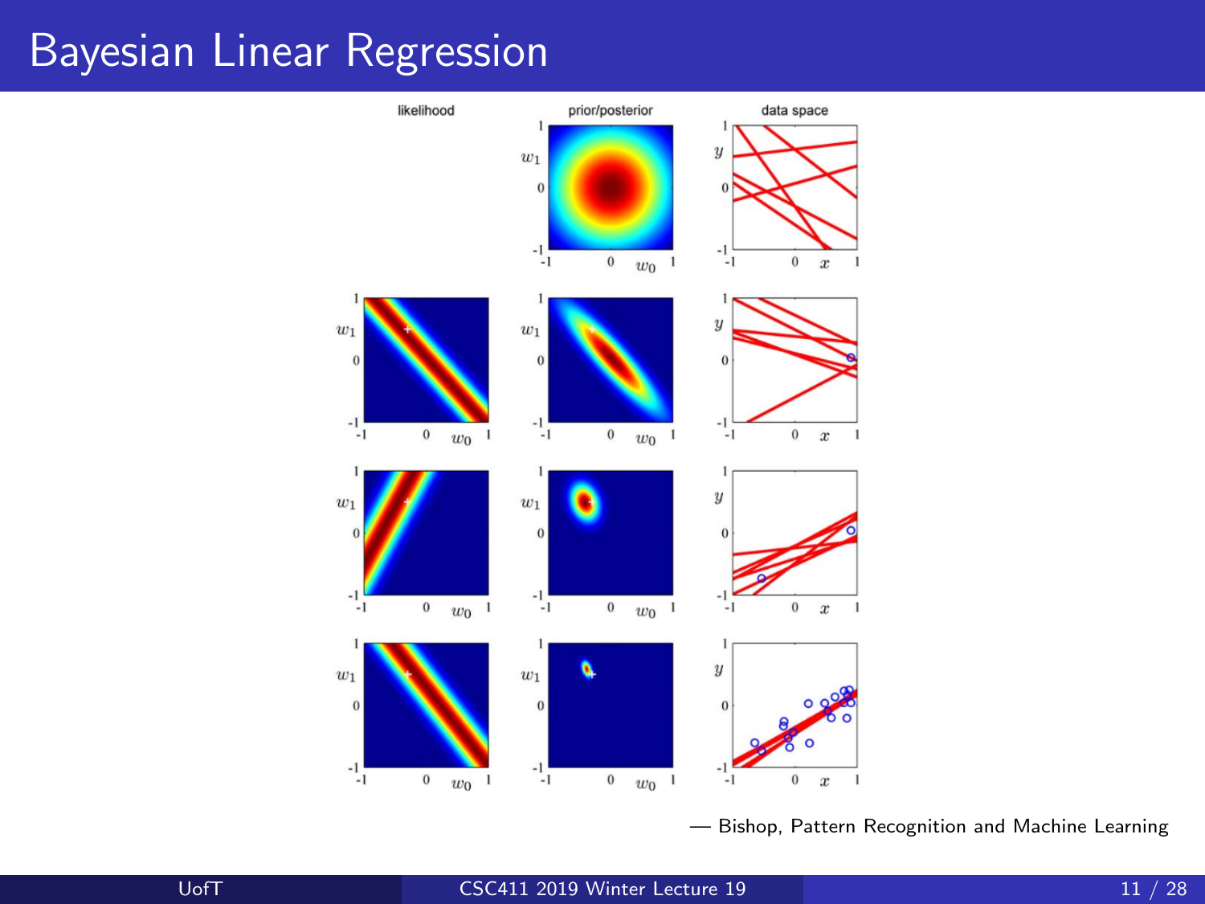# Bayesian Linear Regression

— Bishop, Pattern Recognition and Machine Learning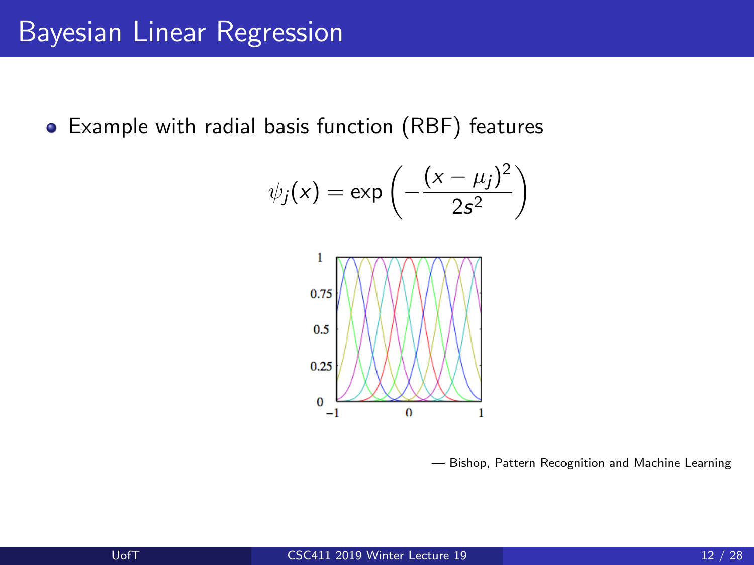# Bayesian Linear Regression

- Example with radial basis function (RBF) features

$$\psi_j(x) = \exp\left(-\frac{(x - \mu_j)^2}{2s^2}\right)$$

— Bishop, Pattern Recognition and Machine Learning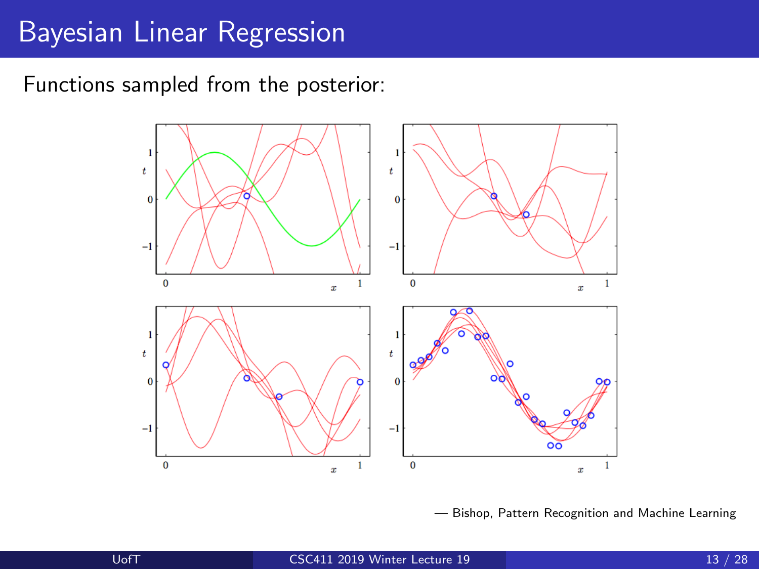# Bayesian Linear Regression

Functions sampled from the posterior:

— Bishop, Pattern Recognition and Machine Learning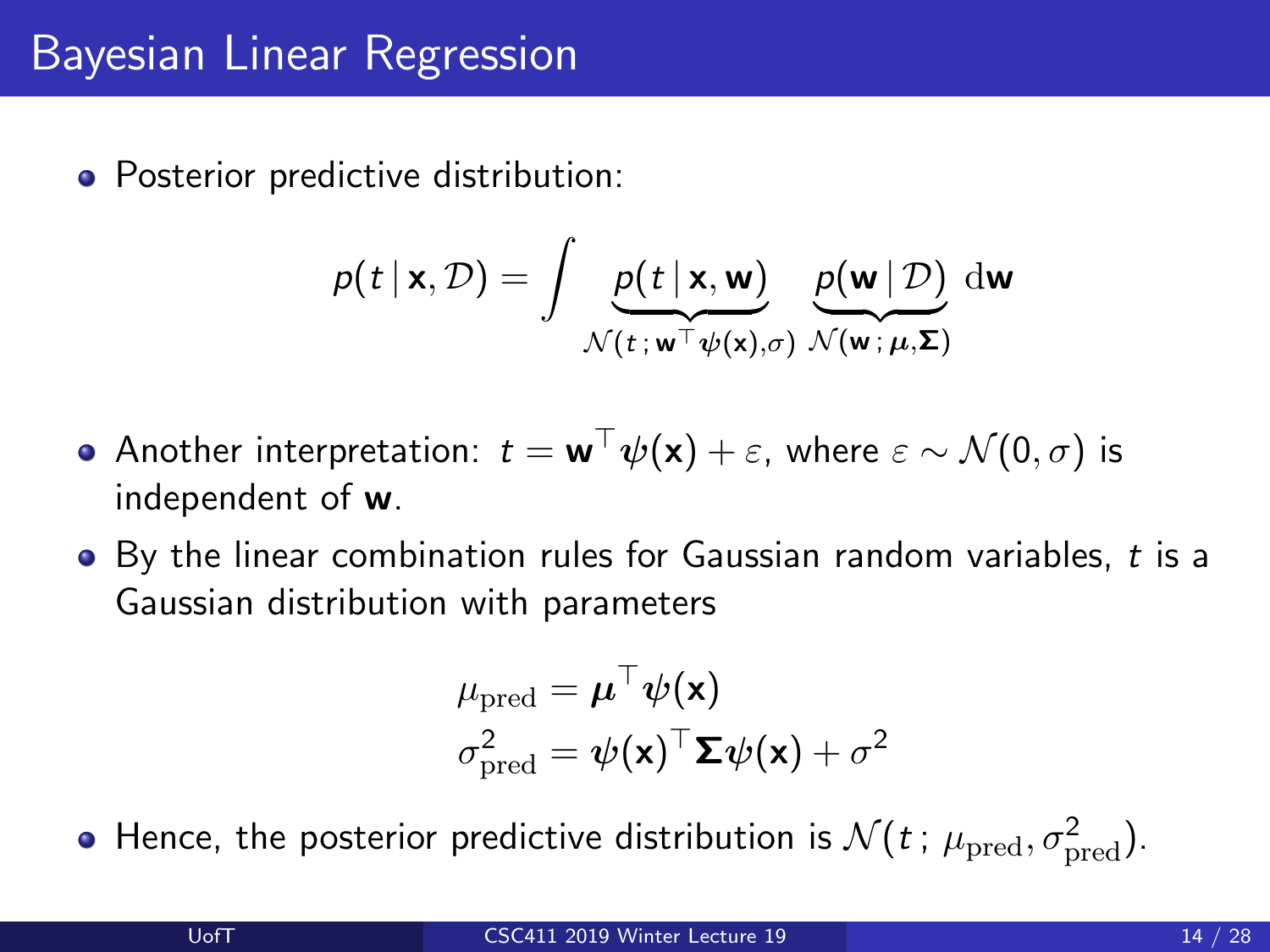# Bayesian Linear Regression

- Posterior predictive distribution:

$$p(t \mid \mathbf{x}, \mathcal{D}) = \int \underbrace{p(t \mid \mathbf{x}, \mathbf{w})}_{\mathcal{N}(t\,;\,\mathbf{w}^\top \boldsymbol{\psi}(\mathbf{x}), \sigma)} \underbrace{p(\mathbf{w} \mid \mathcal{D})}_{\mathcal{N}(\mathbf{w}\,;\,\boldsymbol{\mu}, \boldsymbol{\Sigma})} \,\mathrm{d}\mathbf{w}$$

- Another interpretation: $t = \mathbf{w}^\top \boldsymbol{\psi}(\mathbf{x}) + \varepsilon$, where $\varepsilon \sim \mathcal{N}(0, \sigma)$ is independent of $\mathbf{w}$.
- By the linear combination rules for Gaussian random variables, $t$ is a Gaussian distribution with parameters

$$\begin{aligned}
\mu_{\mathrm{pred}} &= \boldsymbol{\mu}^\top \boldsymbol{\psi}(\mathbf{x}) \\
\sigma^2_{\mathrm{pred}} &= \boldsymbol{\psi}(\mathbf{x})^\top \boldsymbol{\Sigma} \boldsymbol{\psi}(\mathbf{x}) + \sigma^2
\end{aligned}$$

- Hence, the posterior predictive distribution is $\mathcal{N}(t\,;\,\mu_{\mathrm{pred}}, \sigma^2_{\mathrm{pred}})$.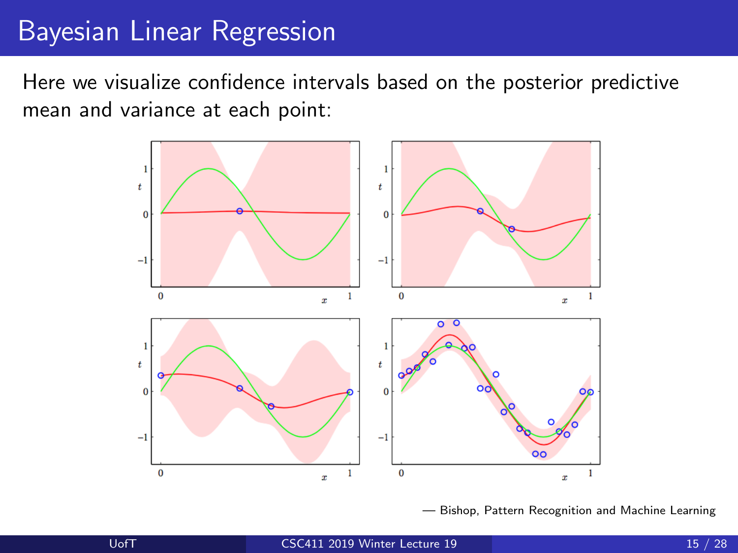# Bayesian Linear Regression

Here we visualize confidence intervals based on the posterior predictive mean and variance at each point:

— Bishop, Pattern Recognition and Machine Learning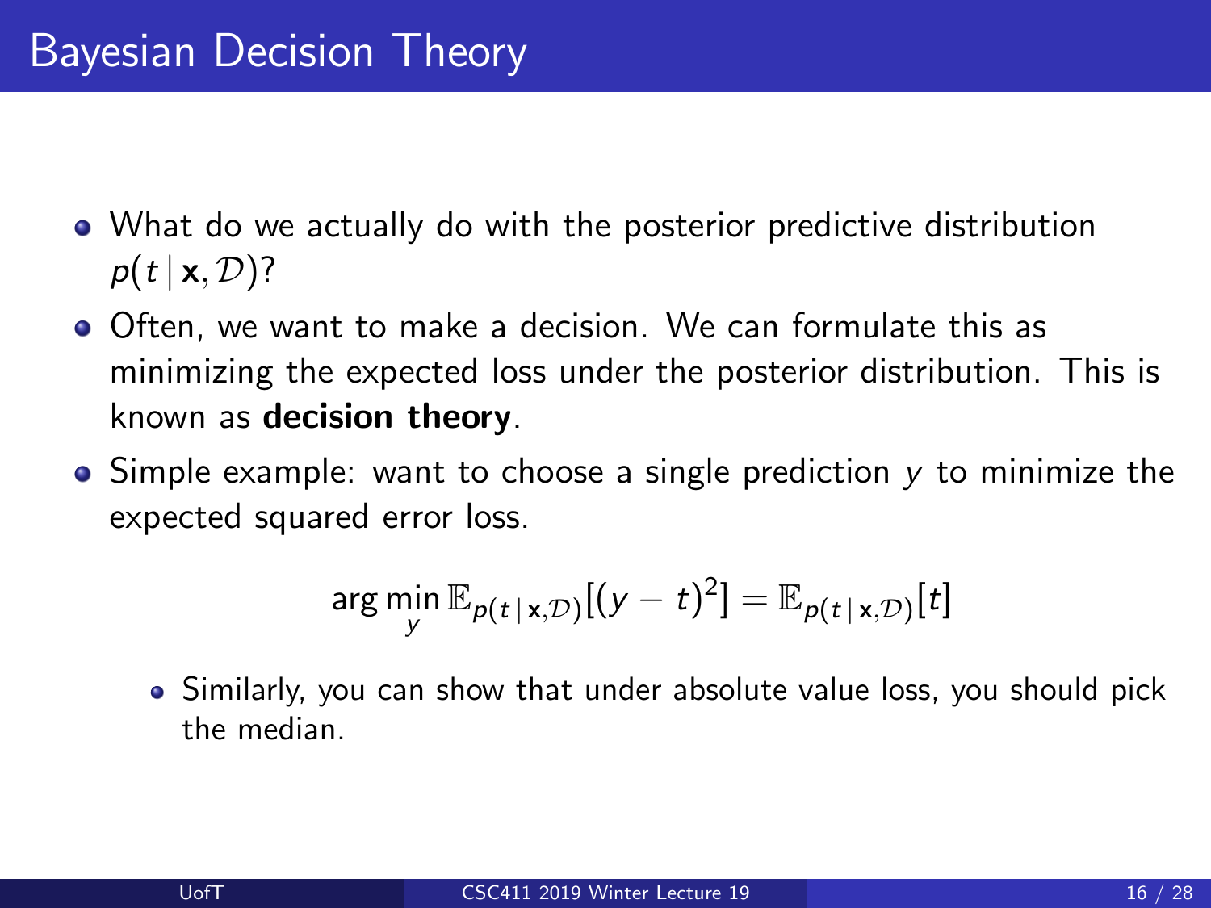# Bayesian Decision Theory

- What do we actually do with the posterior predictive distribution $p(t \mid \mathbf{x}, \mathcal{D})$?
- Often, we want to make a decision. We can formulate this as minimizing the expected loss under the posterior distribution. This is known as **decision theory**.
- Simple example: want to choose a single prediction $y$ to minimize the expected squared error loss.

$$\arg\min_{y} \mathbb{E}_{p(t \mid \mathbf{x}, \mathcal{D})}[(y - t)^2] = \mathbb{E}_{p(t \mid \mathbf{x}, \mathcal{D})}[t]$$

  - Similarly, you can show that under absolute value loss, you should pick the median.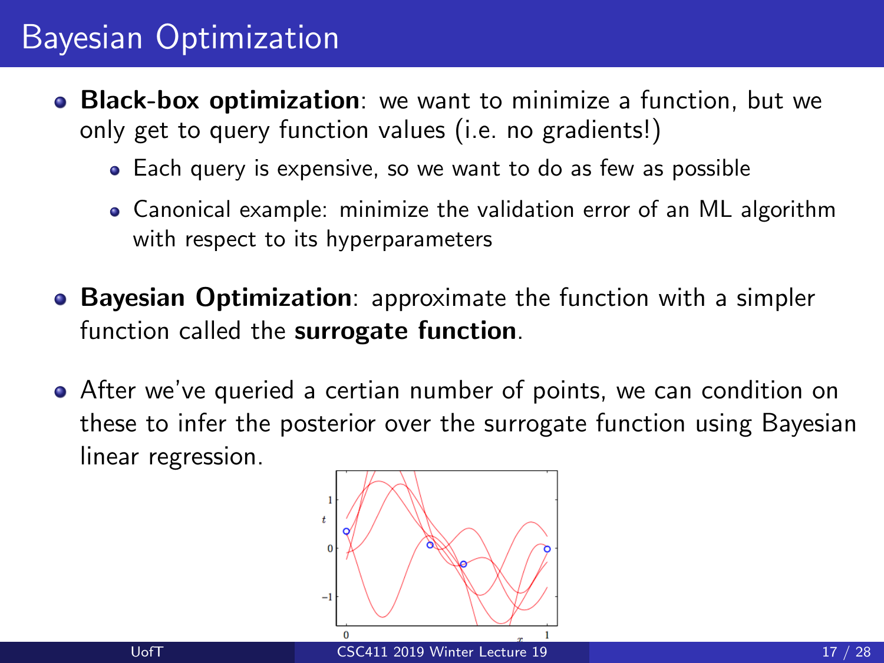# Bayesian Optimization

- **Black-box optimization**: we want to minimize a function, but we only get to query function values (i.e. no gradients!)
  - Each query is expensive, so we want to do as few as possible
  - Canonical example: minimize the validation error of an ML algorithm with respect to its hyperparameters

- **Bayesian Optimization**: approximate the function with a simpler function called the **surrogate function**.

- After we've queried a certian number of points, we can condition on these to infer the posterior over the surrogate function using Bayesian linear regression.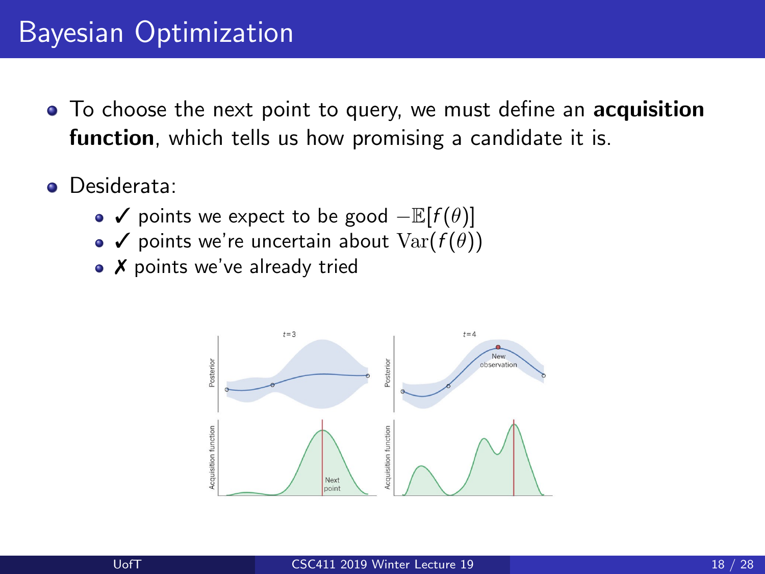# Bayesian Optimization

- To choose the next point to query, we must define an **acquisition function**, which tells us how promising a candidate it is.
- Desiderata:
  - ✓ points we expect to be good $-\mathbb{E}[f(\theta)]$
  - ✓ points we're uncertain about $\mathrm{Var}(f(\theta))$
  - ✗ points we've already tried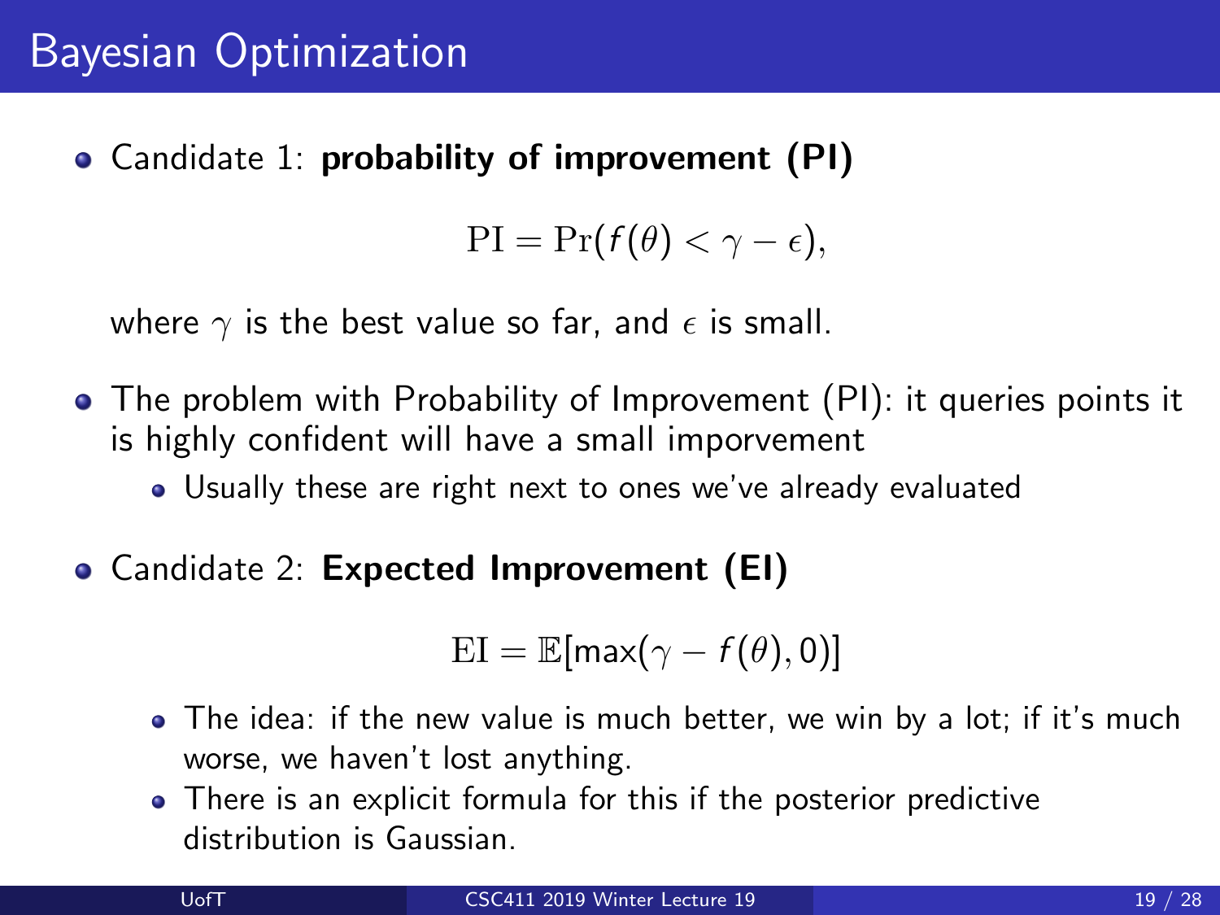# Bayesian Optimization

- Candidate 1: **probability of improvement (PI)**

  $$\mathrm{PI} = \Pr(f(\theta) < \gamma - \epsilon),$$

  where $\gamma$ is the best value so far, and $\epsilon$ is small.

- The problem with Probability of Improvement (PI): it queries points it is highly confident will have a small imporvement
  - Usually these are right next to ones we've already evaluated

- Candidate 2: **Expected Improvement (EI)**

  $$\mathrm{EI} = \mathbb{E}[\max(\gamma - f(\theta), 0)]$$

  - The idea: if the new value is much better, we win by a lot; if it's much worse, we haven't lost anything.
  - There is an explicit formula for this if the posterior predictive distribution is Gaussian.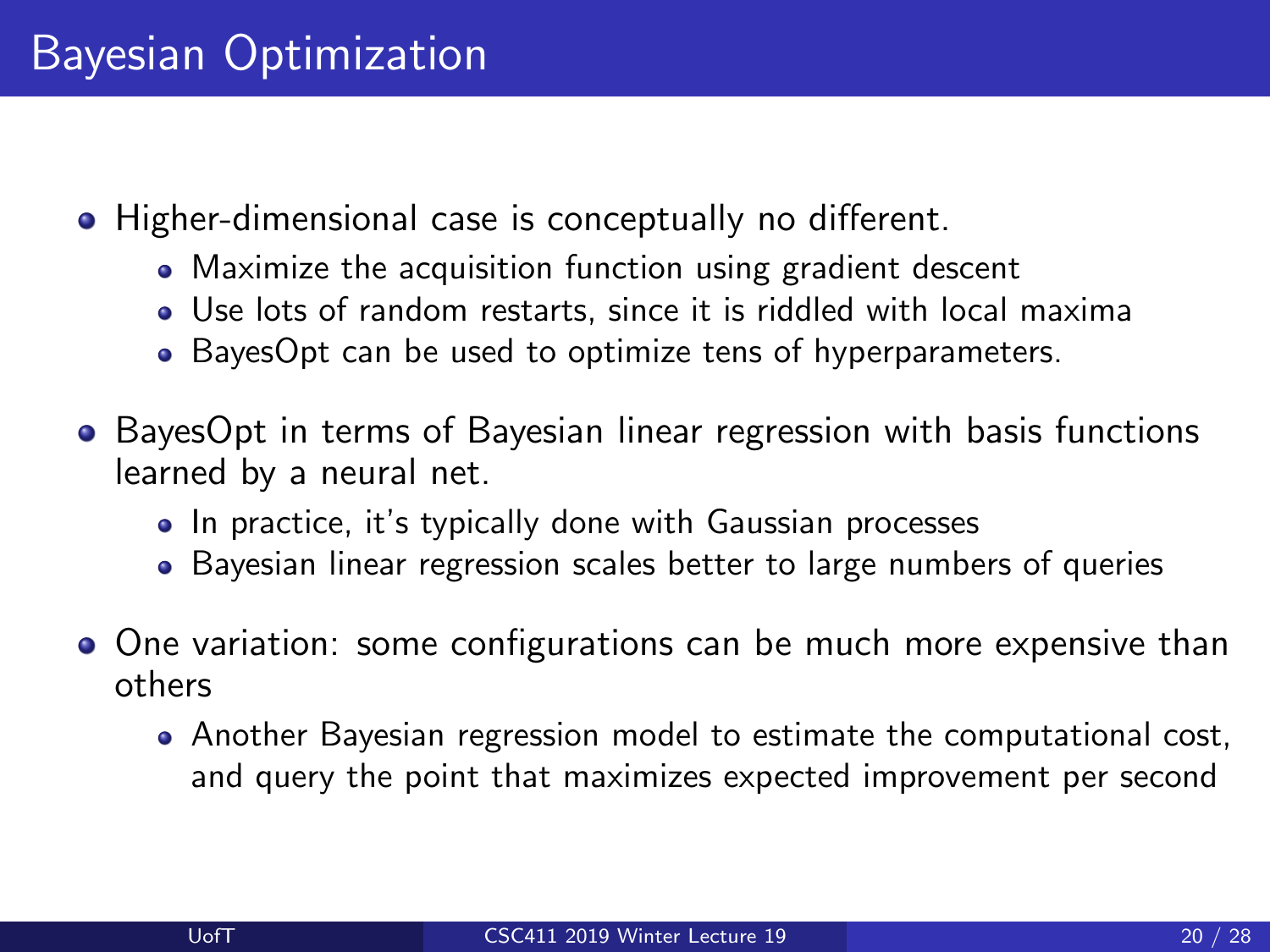# Bayesian Optimization

- Higher-dimensional case is conceptually no different.
  - Maximize the acquisition function using gradient descent
  - Use lots of random restarts, since it is riddled with local maxima
  - BayesOpt can be used to optimize tens of hyperparameters.
- BayesOpt in terms of Bayesian linear regression with basis functions learned by a neural net.
  - In practice, it's typically done with Gaussian processes
  - Bayesian linear regression scales better to large numbers of queries
- One variation: some configurations can be much more expensive than others
  - Another Bayesian regression model to estimate the computational cost, and query the point that maximizes expected improvement per second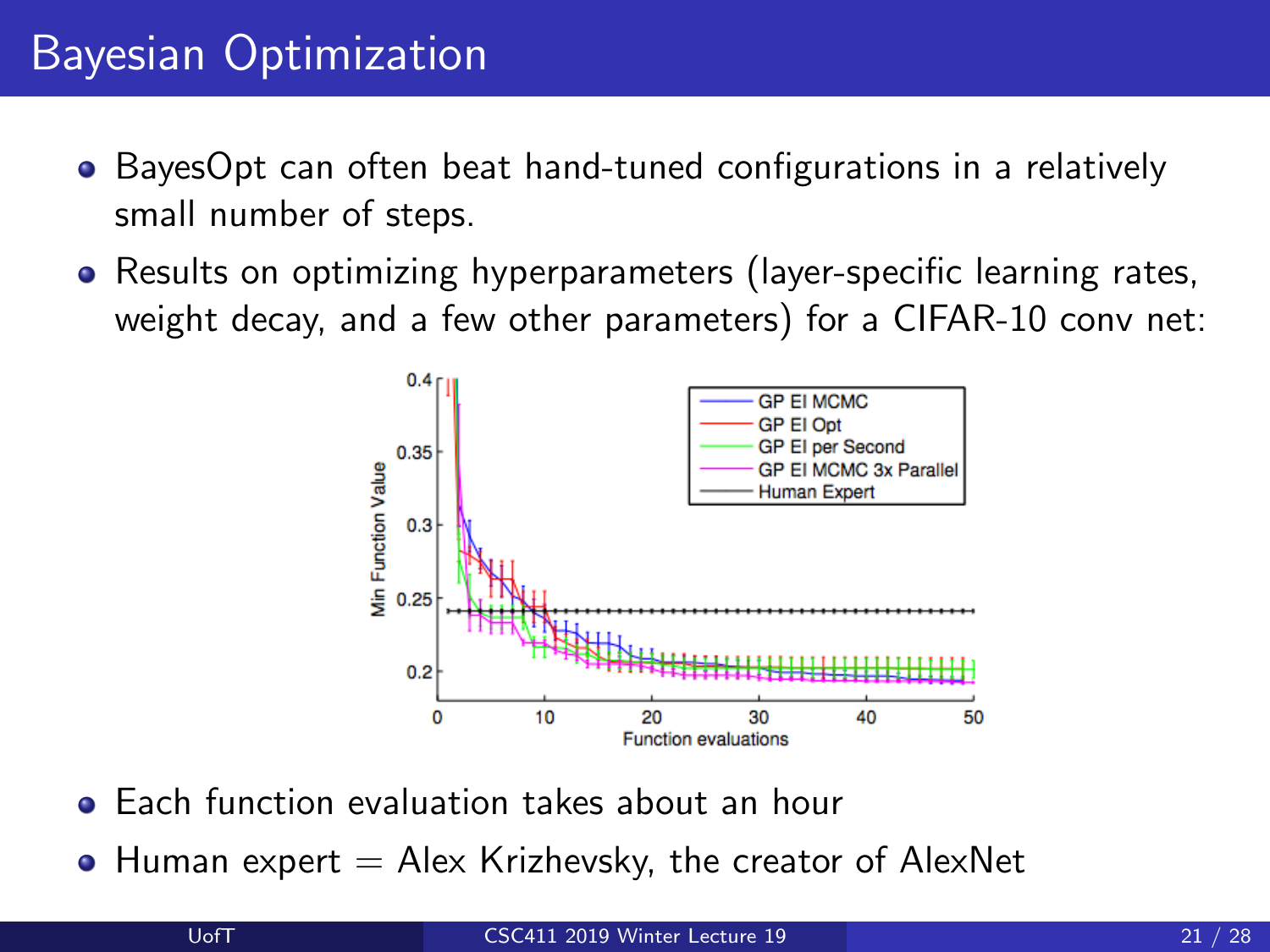# Bayesian Optimization

- BayesOpt can often beat hand-tuned configurations in a relatively small number of steps.
- Results on optimizing hyperparameters (layer-specific learning rates, weight decay, and a few other parameters) for a CIFAR-10 conv net:

- Each function evaluation takes about an hour
- Human expert = Alex Krizhevsky, the creator of AlexNet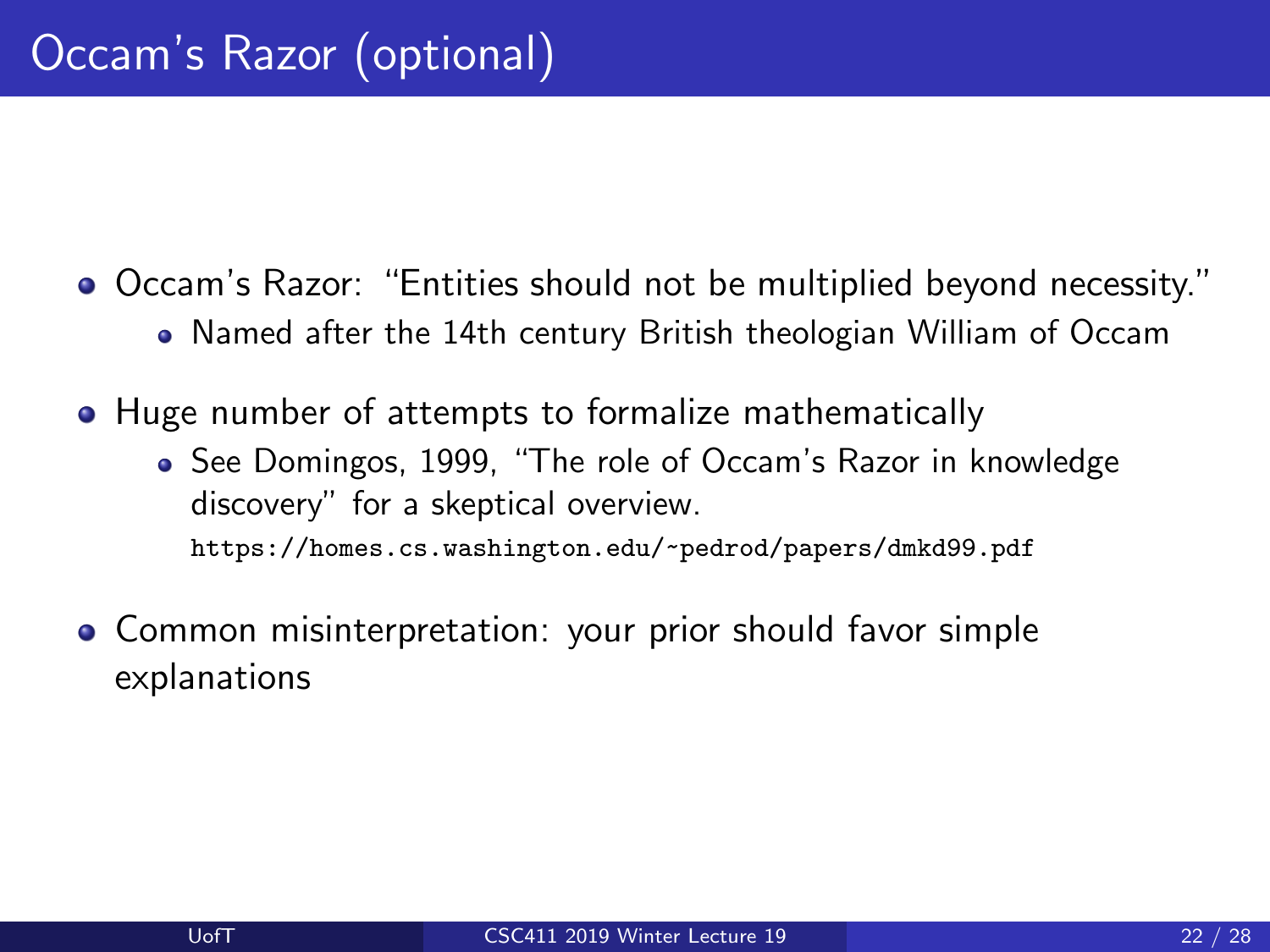# Occam's Razor (optional)

- Occam's Razor: "Entities should not be multiplied beyond necessity."
  - Named after the 14th century British theologian William of Occam
- Huge number of attempts to formalize mathematically
  - See Domingos, 1999, "The role of Occam's Razor in knowledge discovery" for a skeptical overview.
    `https://homes.cs.washington.edu/~pedrod/papers/dmkd99.pdf`
- Common misinterpretation: your prior should favor simple explanations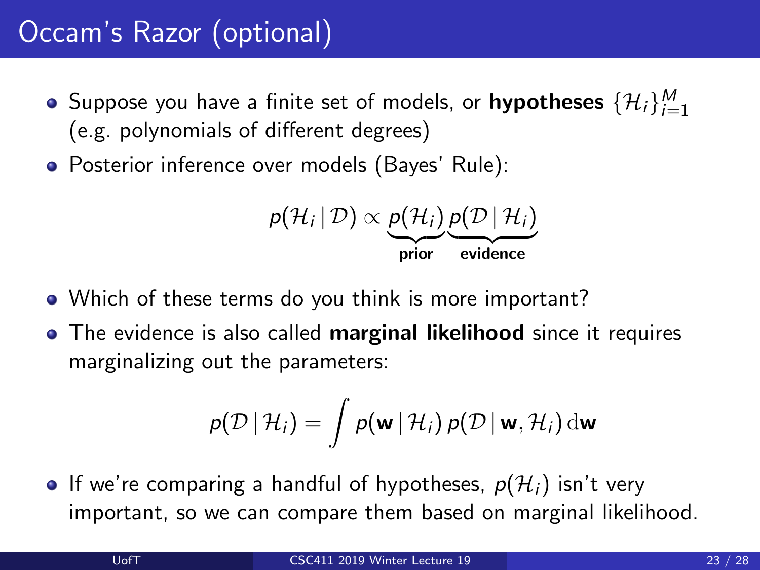# Occam's Razor (optional)

- Suppose you have a finite set of models, or **hypotheses** $\{\mathcal{H}_i\}_{i=1}^M$ (e.g. polynomials of different degrees)
- Posterior inference over models (Bayes' Rule):

$$p(\mathcal{H}_i \mid \mathcal{D}) \propto \underbrace{p(\mathcal{H}_i)}_{\textbf{prior}} \underbrace{p(\mathcal{D} \mid \mathcal{H}_i)}_{\textbf{evidence}}$$

- Which of these terms do you think is more important?
- The evidence is also called **marginal likelihood** since it requires marginalizing out the parameters:

$$p(\mathcal{D} \mid \mathcal{H}_i) = \int p(\mathbf{w} \mid \mathcal{H}_i)\, p(\mathcal{D} \mid \mathbf{w}, \mathcal{H}_i)\, \mathrm{d}\mathbf{w}$$

- If we're comparing a handful of hypotheses, $p(\mathcal{H}_i)$ isn't very important, so we can compare them based on marginal likelihood.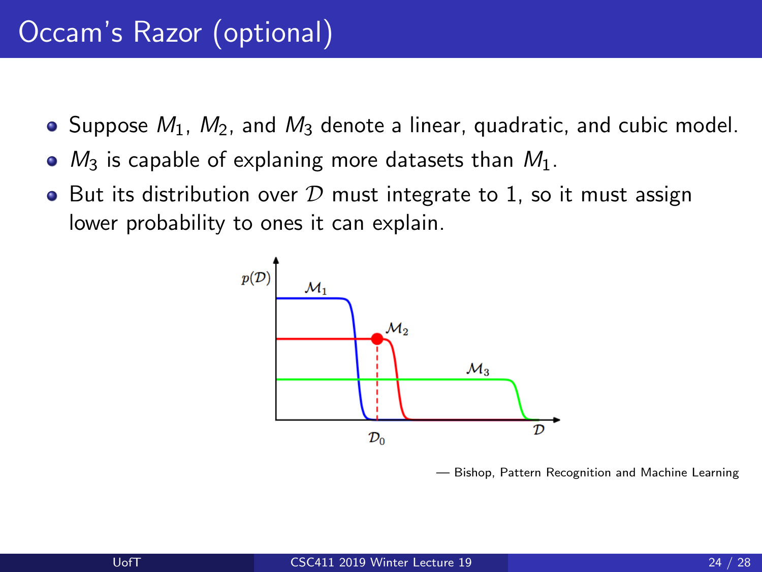# Occam's Razor (optional)

- Suppose $M_1$, $M_2$, and $M_3$ denote a linear, quadratic, and cubic model.
- $M_3$ is capable of explaning more datasets than $M_1$.
- But its distribution over $\mathcal{D}$ must integrate to 1, so it must assign lower probability to ones it can explain.

— Bishop, Pattern Recognition and Machine Learning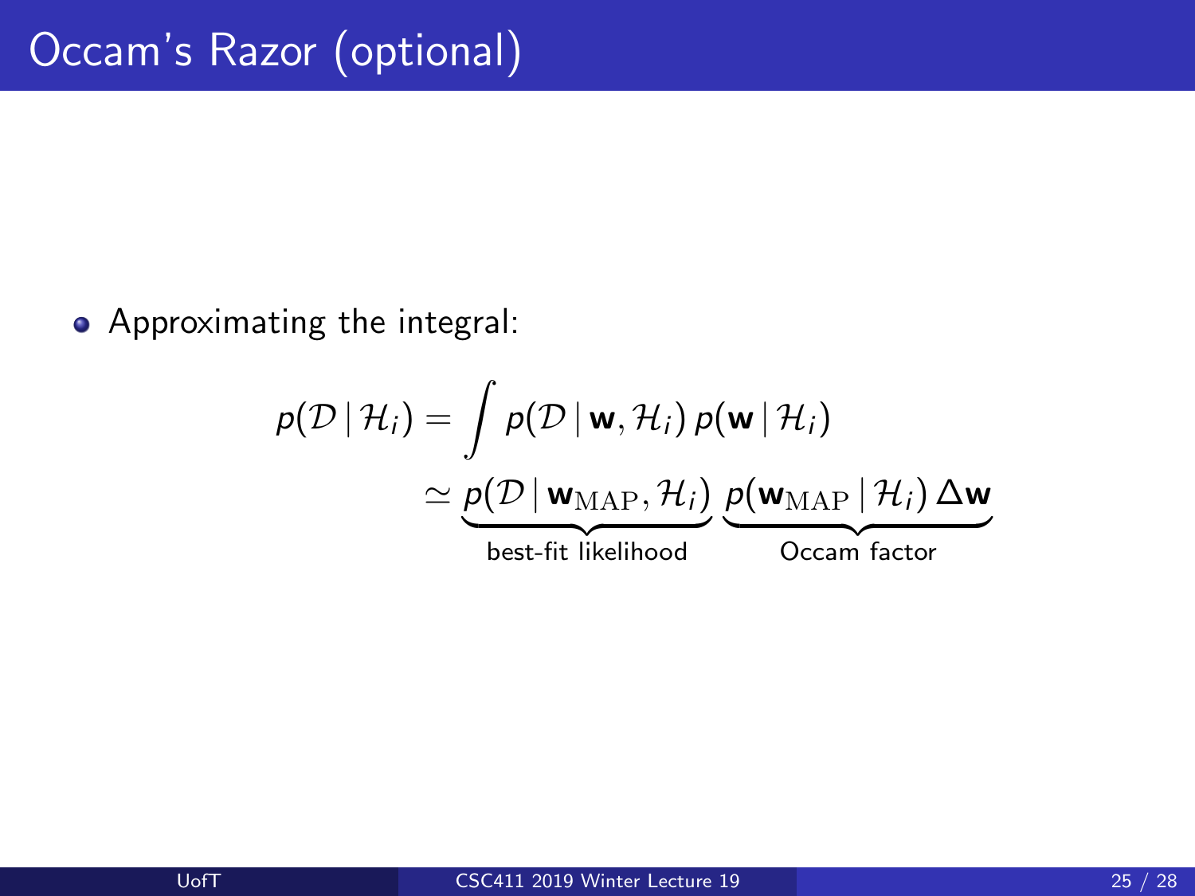# Occam's Razor (optional)

- Approximating the integral:

$$
\begin{aligned}
p(\mathcal{D} \mid \mathcal{H}_i) &= \int p(\mathcal{D} \mid \mathbf{w}, \mathcal{H}_i)\, p(\mathbf{w} \mid \mathcal{H}_i) \\
&\simeq \underbrace{p(\mathcal{D} \mid \mathbf{w}_{\mathrm{MAP}}, \mathcal{H}_i)}_{\text{best-fit likelihood}}\ \underbrace{p(\mathbf{w}_{\mathrm{MAP}} \mid \mathcal{H}_i)\, \Delta \mathbf{w}}_{\text{Occam factor}}
\end{aligned}
$$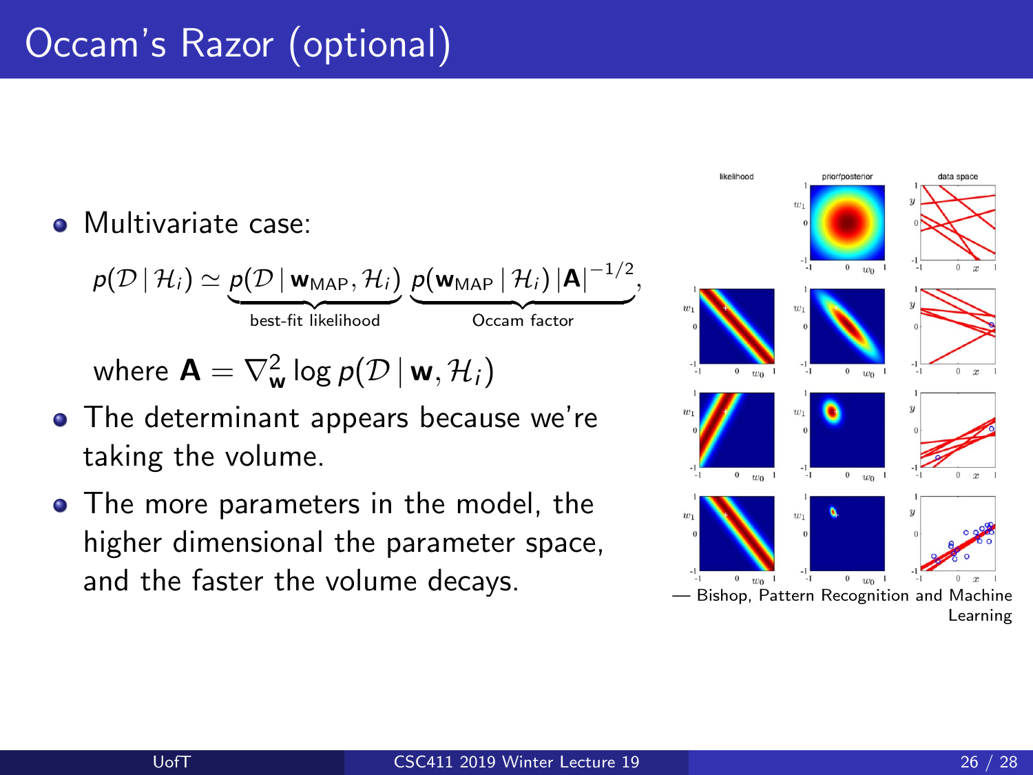# Occam's Razor (optional)

- Multivariate case:

$$p(\mathcal{D} \mid \mathcal{H}_i) \simeq \underbrace{p(\mathcal{D} \mid \mathbf{w}_{\text{MAP}}, \mathcal{H}_i)}_{\text{best-fit likelihood}} \underbrace{p(\mathbf{w}_{\text{MAP}} \mid \mathcal{H}_i) \, |\mathbf{A}|^{-1/2}}_{\text{Occam factor}},$$

where $\mathbf{A} = \nabla^2_{\mathbf{w}} \log p(\mathcal{D} \mid \mathbf{w}, \mathcal{H}_i)$

- The determinant appears because we're taking the volume.
- The more parameters in the model, the higher dimensional the parameter space, and the faster the volume decays.

— Bishop, Pattern Recognition and Machine Learning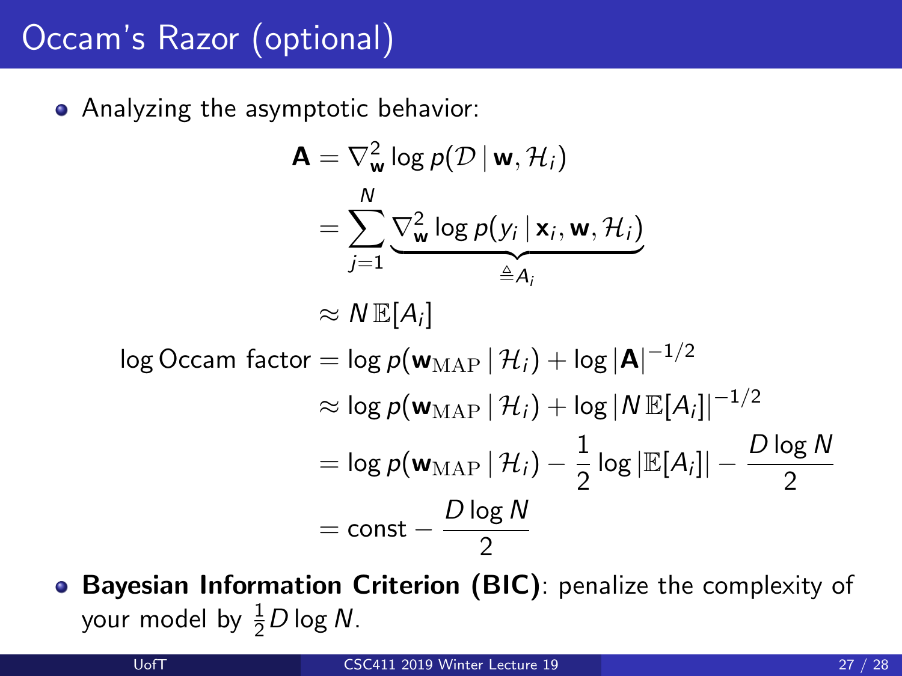# Occam's Razor (optional)

- Analyzing the asymptotic behavior:

$$
\begin{aligned}
\mathbf{A} &= \nabla^2_{\mathbf{w}} \log p(\mathcal{D} \mid \mathbf{w}, \mathcal{H}_i) \\
&= \sum_{j=1}^{N} \underbrace{\nabla^2_{\mathbf{w}} \log p(y_i \mid \mathbf{x}_i, \mathbf{w}, \mathcal{H}_i)}_{\triangleq A_i} \\
&\approx N \, \mathbb{E}[A_i] \\
\log \text{Occam factor} &= \log p(\mathbf{w}_{\mathrm{MAP}} \mid \mathcal{H}_i) + \log |\mathbf{A}|^{-1/2} \\
&\approx \log p(\mathbf{w}_{\mathrm{MAP}} \mid \mathcal{H}_i) + \log |N \, \mathbb{E}[A_i]|^{-1/2} \\
&= \log p(\mathbf{w}_{\mathrm{MAP}} \mid \mathcal{H}_i) - \frac{1}{2} \log |\mathbb{E}[A_i]| - \frac{D \log N}{2} \\
&= \text{const} - \frac{D \log N}{2}
\end{aligned}
$$

- **Bayesian Information Criterion (BIC)**: penalize the complexity of your model by $\frac{1}{2} D \log N$.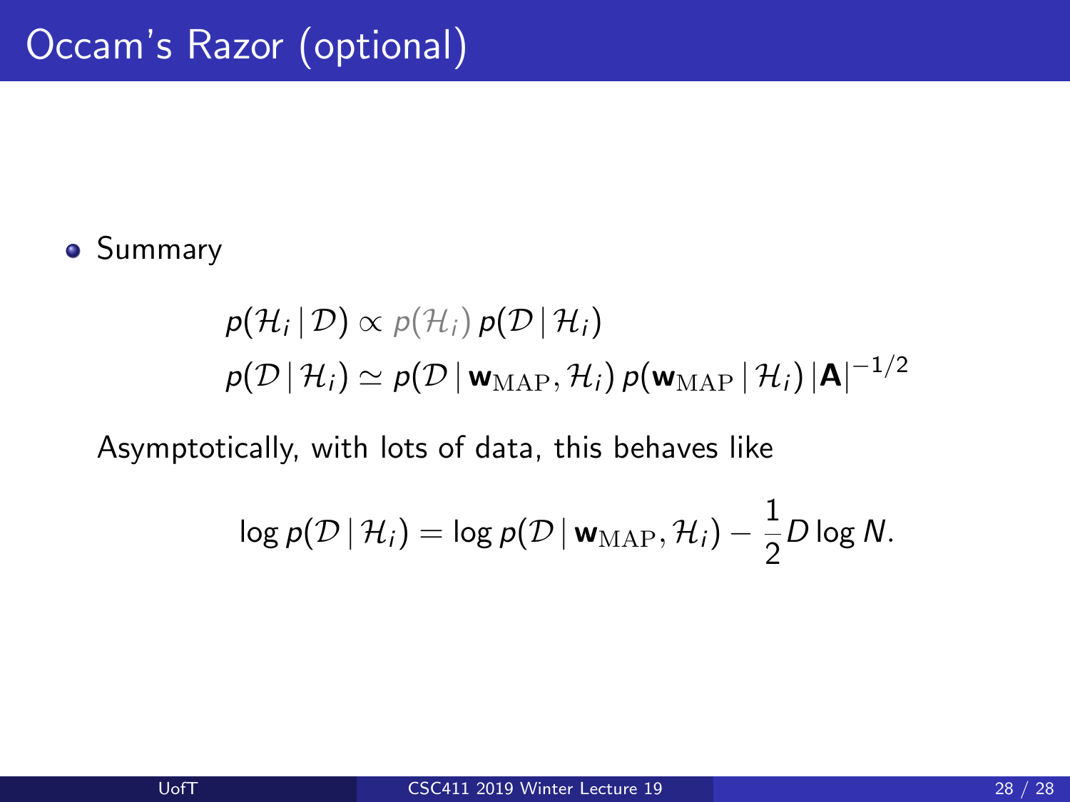# Occam's Razor (optional)

- Summary

$$p(\mathcal{H}_i \,|\, \mathcal{D}) \propto p(\mathcal{H}_i)\, p(\mathcal{D} \,|\, \mathcal{H}_i)$$

$$p(\mathcal{D} \,|\, \mathcal{H}_i) \simeq p(\mathcal{D} \,|\, \mathbf{w}_{\mathrm{MAP}}, \mathcal{H}_i)\, p(\mathbf{w}_{\mathrm{MAP}} \,|\, \mathcal{H}_i)\, |\mathbf{A}|^{-1/2}$$

Asymptotically, with lots of data, this behaves like

$$\log p(\mathcal{D} \,|\, \mathcal{H}_i) = \log p(\mathcal{D} \,|\, \mathbf{w}_{\mathrm{MAP}}, \mathcal{H}_i) - \frac{1}{2} D \log N.$$